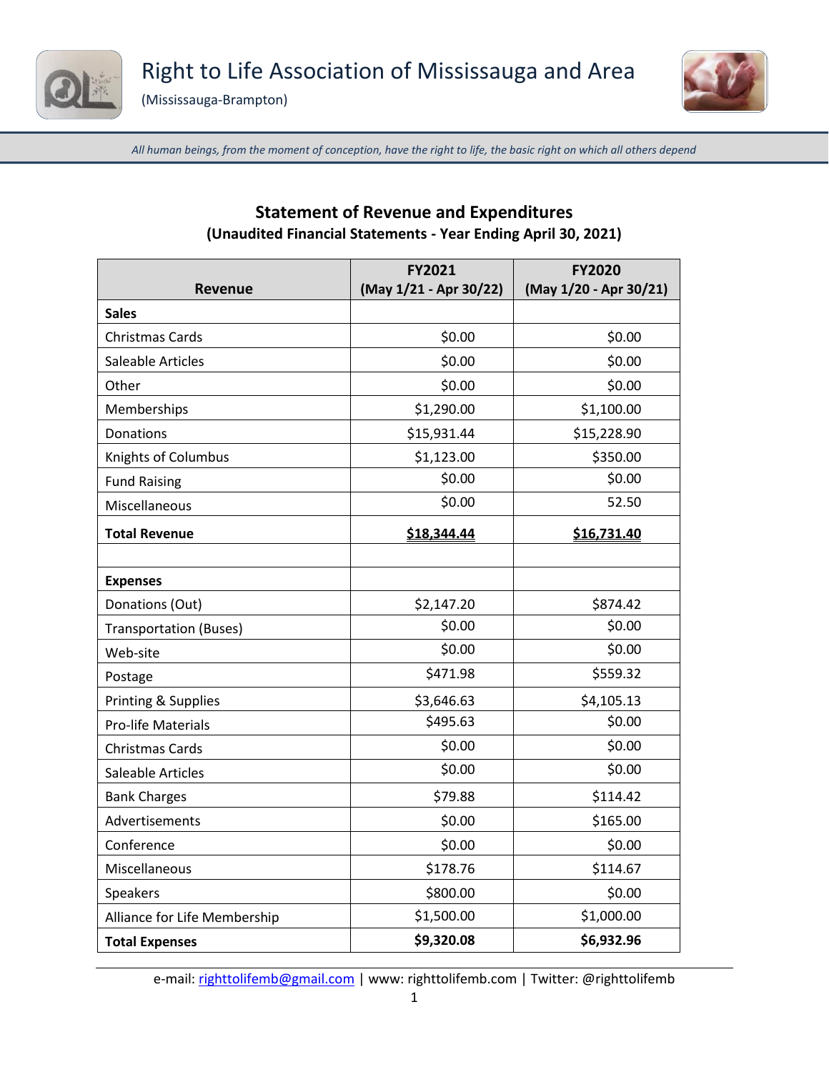# Right to Life Association of Mississauga and Area

(Mississauga-Brampton)

*All human beings, from the moment of conception, have the right to life, the basic right on which all others depend*

## Statement of Revenue and Expenditures

### (Unaudited Financial Statements - Year Ending April 30, 2021)

| Revenue | FY2021 (May 1/21 - Apr 30/22) | FY2020 (May 1/20 - Apr 30/21) |
|---|---|---|
| **Sales** | | |
| Christmas Cards | $0.00 | $0.00 |
| Saleable Articles | $0.00 | $0.00 |
| Other | $0.00 | $0.00 |
| Memberships | $1,290.00 | $1,100.00 |
| Donations | $15,931.44 | $15,228.90 |
| Knights of Columbus | $1,123.00 | $350.00 |
| Fund Raising | $0.00 | $0.00 |
| Miscellaneous | $0.00 | 52.50 |
| **Total Revenue** | **$18,344.44** | **$16,731.40** |
| | | |
| **Expenses** | | |
| Donations (Out) | $2,147.20 | $874.42 |
| Transportation (Buses) | $0.00 | $0.00 |
| Web-site | $0.00 | $0.00 |
| Postage | $471.98 | $559.32 |
| Printing & Supplies | $3,646.63 | $4,105.13 |
| Pro-life Materials | $495.63 | $0.00 |
| Christmas Cards | $0.00 | $0.00 |
| Saleable Articles | $0.00 | $0.00 |
| Bank Charges | $79.88 | $114.42 |
| Advertisements | $0.00 | $165.00 |
| Conference | $0.00 | $0.00 |
| Miscellaneous | $178.76 | $114.67 |
| Speakers | $800.00 | $0.00 |
| Alliance for Life Membership | $1,500.00 | $1,000.00 |
| **Total Expenses** | **$9,320.08** | **$6,932.96** |

e-mail: righttolifemb@gmail.com | www: righttolifemb.com | Twitter: @righttolifemb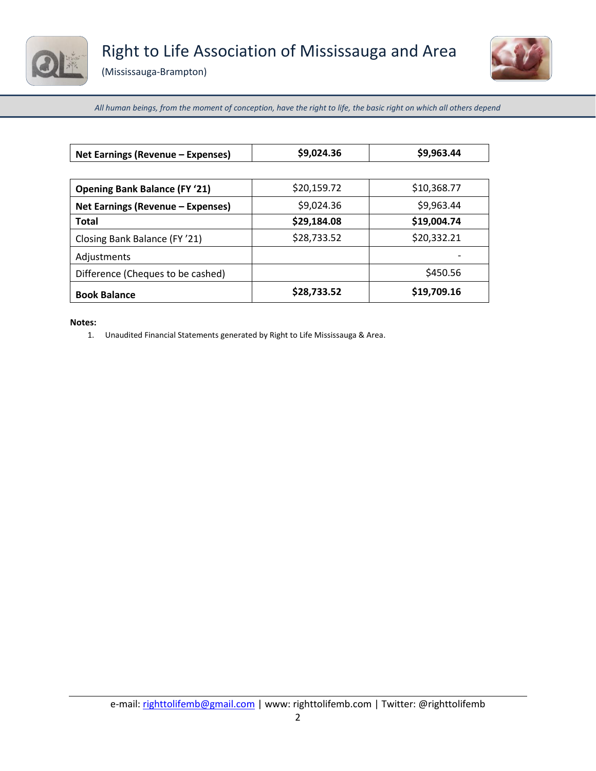| | | |
|---|---|---|
| **Net Earnings (Revenue – Expenses)** | **$9,024.36** | **$9,963.44** |

| | | |
|---|---|---|
| **Opening Bank Balance (FY '21)** | $20,159.72 | $10,368.77 |
| **Net Earnings (Revenue – Expenses)** | $9,024.36 | $9,963.44 |
| **Total** | **$29,184.08** | **$19,004.74** |
| Closing Bank Balance (FY '21) | $28,733.52 | $20,332.21 |
| Adjustments | | - |
| Difference (Cheques to be cashed) | | $450.56 |
| **Book Balance** | **$28,733.52** | **$19,709.16** |

**Notes:**

1. Unaudited Financial Statements generated by Right to Life Mississauga & Area.